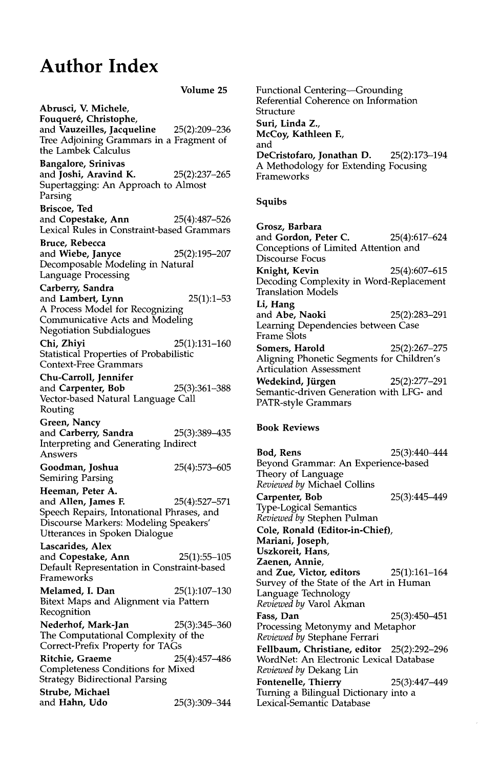# Author Index

**Volume 25**

**Abrusci, V. Michele**, **Fouqueré, Christophe**, and **Vauzeilles, Jacqueline** 25(2):209–236
Tree Adjoining Grammars in a Fragment of the Lambek Calculus

**Bangalore, Srinivas** and **Joshi, Aravind K.** 25(2):237–265
Supertagging: An Approach to Almost Parsing

**Briscoe, Ted** and **Copestake, Ann** 25(4):487–526
Lexical Rules in Constraint-based Grammars

**Bruce, Rebecca** and **Wiebe, Janyce** 25(2):195–207
Decomposable Modeling in Natural Language Processing

**Carberry, Sandra** and **Lambert, Lynn** 25(1):1–53
A Process Model for Recognizing Communicative Acts and Modeling Negotiation Subdialogues

**Chi, Zhiyi** 25(1):131–160
Statistical Properties of Probabilistic Context-Free Grammars

**Chu-Carroll, Jennifer** and **Carpenter, Bob** 25(3):361–388
Vector-based Natural Language Call Routing

**Green, Nancy** and **Carberry, Sandra** 25(3):389–435
Interpreting and Generating Indirect Answers

**Goodman, Joshua** 25(4):573–605
Semiring Parsing

**Heeman, Peter A.** and **Allen, James F.** 25(4):527–571
Speech Repairs, Intonational Phrases, and Discourse Markers: Modeling Speakers' Utterances in Spoken Dialogue

**Lascarides, Alex** and **Copestake, Ann** 25(1):55–105
Default Representation in Constraint-based Frameworks

**Melamed, I. Dan** 25(1):107–130
Bitext Maps and Alignment via Pattern Recognition

**Nederhof, Mark-Jan** 25(3):345–360
The Computational Complexity of the Correct-Prefix Property for TAGs

**Ritchie, Graeme** 25(4):457–486
Completeness Conditions for Mixed Strategy Bidirectional Parsing

**Strube, Michael** and **Hahn, Udo** 25(3):309–344
Functional Centering—Grounding Referential Coherence on Information Structure

**Suri, Linda Z.**, **McCoy, Kathleen F.**, and **DeCristofaro, Jonathan D.** 25(2):173–194
A Methodology for Extending Focusing Frameworks

## Squibs

**Grosz, Barbara** and **Gordon, Peter C.** 25(4):617–624
Conceptions of Limited Attention and Discourse Focus

**Knight, Kevin** 25(4):607–615
Decoding Complexity in Word-Replacement Translation Models

**Li, Hang** and **Abe, Naoki** 25(2):283–291
Learning Dependencies between Case Frame Slots

**Somers, Harold** 25(2):267–275
Aligning Phonetic Segments for Children's Articulation Assessment

**Wedekind, Jürgen** 25(2):277–291
Semantic-driven Generation with LFG- and PATR-style Grammars

## Book Reviews

**Bod, Rens** 25(3):440–444
Beyond Grammar: An Experience-based Theory of Language
*Reviewed by* Michael Collins

**Carpenter, Bob** 25(3):445–449
Type-Logical Semantics
*Reviewed by* Stephen Pulman

**Cole, Ronald (Editor-in-Chief)**, **Mariani, Joseph**, **Uszkoreit, Hans**, **Zaenen, Annie**, and **Zue, Victor, editors** 25(1):161–164
Survey of the State of the Art in Human Language Technology
*Reviewed by* Varol Akman

**Fass, Dan** 25(3):450–451
Processing Metonymy and Metaphor
*Reviewed by* Stephane Ferrari

**Fellbaum, Christiane, editor** 25(2):292–296
WordNet: An Electronic Lexical Database
*Reviewed by* Dekang Lin

**Fontenelle, Thierry** 25(3):447–449
Turning a Bilingual Dictionary into a Lexical-Semantic Database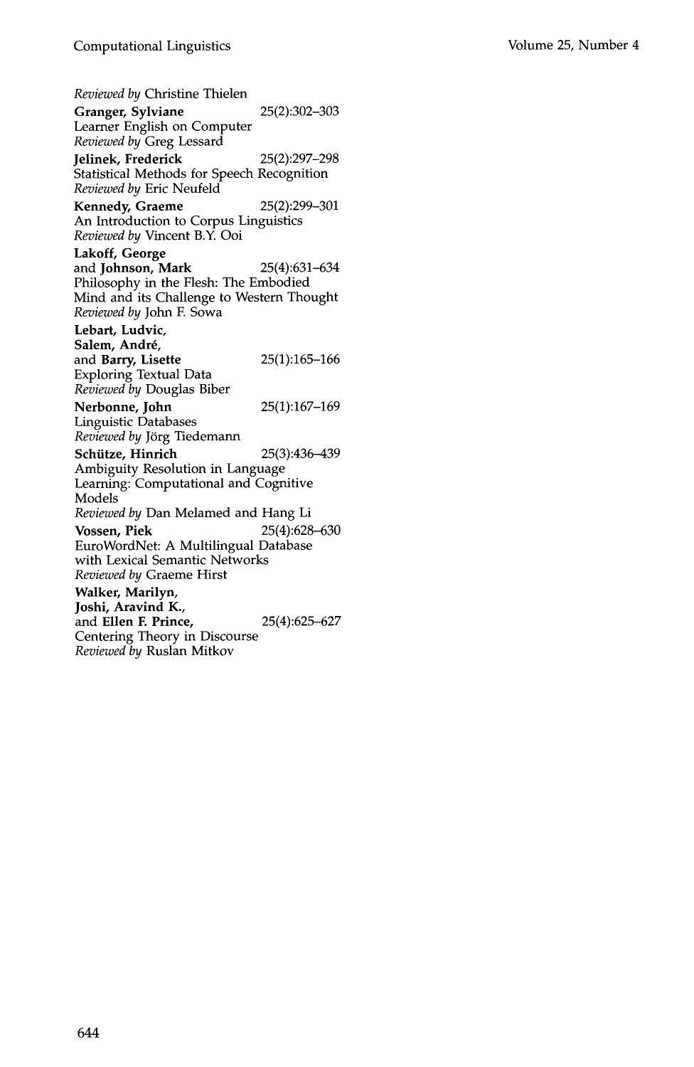*Reviewed by* Christine Thielen

**Granger, Sylviane** 25(2):302–303
Learner English on Computer
*Reviewed by* Greg Lessard

**Jelinek, Frederick** 25(2):297–298
Statistical Methods for Speech Recognition
*Reviewed by* Eric Neufeld

**Kennedy, Graeme** 25(2):299–301
An Introduction to Corpus Linguistics
*Reviewed by* Vincent B.Y. Ooi

**Lakoff, George**
and **Johnson, Mark** 25(4):631–634
Philosophy in the Flesh: The Embodied Mind and its Challenge to Western Thought
*Reviewed by* John F. Sowa

**Lebart, Ludvic,**
**Salem, André,**
and **Barry, Lisette** 25(1):165–166
Exploring Textual Data
*Reviewed by* Douglas Biber

**Nerbonne, John** 25(1):167–169
Linguistic Databases
*Reviewed by* Jörg Tiedemann

**Schütze, Hinrich** 25(3):436–439
Ambiguity Resolution in Language Learning: Computational and Cognitive Models
*Reviewed by* Dan Melamed and Hang Li

**Vossen, Piek** 25(4):628–630
EuroWordNet: A Multilingual Database with Lexical Semantic Networks
*Reviewed by* Graeme Hirst

**Walker, Marilyn,**
**Joshi, Aravind K.,**
and **Ellen F. Prince,** 25(4):625–627
Centering Theory in Discourse
*Reviewed by* Ruslan Mitkov